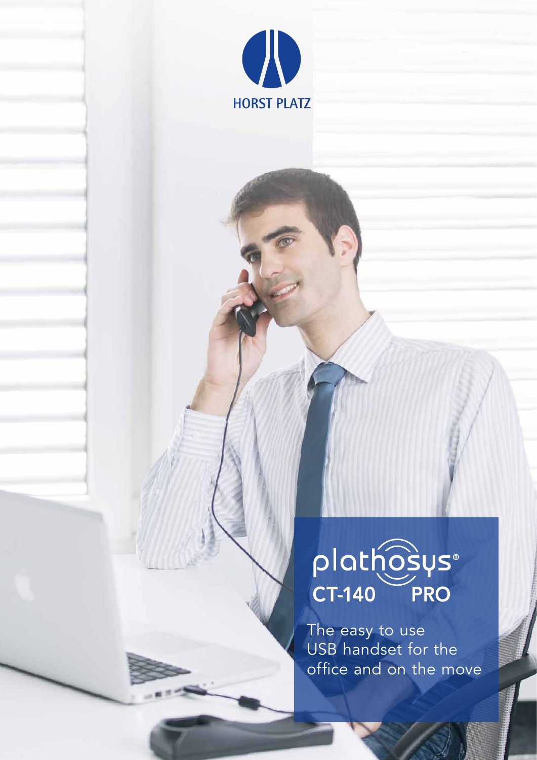HORST PLATZ

# plathosys®

## CT-140 PRO

The easy to use USB handset for the office and on the move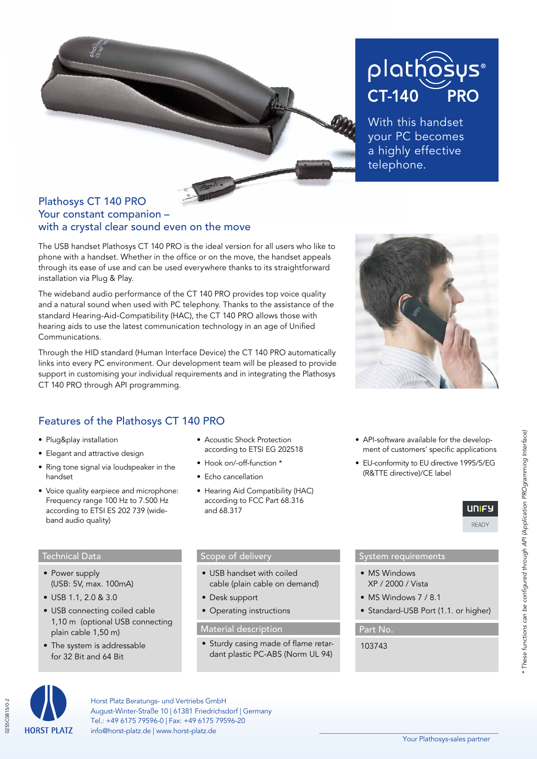# plathosys® CT-140 PRO

With this handset your PC becomes a highly effective telephone.

## Plathosys CT 140 PRO
## Your constant companion – with a crystal clear sound even on the move

The USB handset Plathosys CT 140 PRO is the ideal version for all users who like to phone with a handset. Whether in the office or on the move, the handset appeals through its ease of use and can be used everywhere thanks to its straightforward installation via Plug & Play.

The wideband audio performance of the CT 140 PRO provides top voice quality and a natural sound when used with PC telephony. Thanks to the assistance of the standard Hearing-Aid-Compatibility (HAC), the CT 140 PRO allows those with hearing aids to use the latest communication technology in an age of Unified Communications.

Through the HID standard (Human Interface Device) the CT 140 PRO automatically links into every PC environment. Our development team will be pleased to provide support in customising your individual requirements and in integrating the Plathosys CT 140 PRO through API programming.

## Features of the Plathosys CT 140 PRO

- Plug&play installation
- Elegant and attractive design
- Ring tone signal via loudspeaker in the handset
- Voice quality earpiece and microphone: Frequency range 100 Hz to 7.500 Hz according to ETSI ES 202 739 (wideband audio quality)
- Acoustic Shock Protection according to ETSI EG 202518
- Hook on/-off-function *
- Echo cancellation
- Hearing Aid Compatibility (HAC) according to FCC Part 68.316 and 68.317
- API-software available for the development of customers' specific applications
- EU-conformity to EU directive 1995/5/EG (R&TTE directive)/CE label

UNIFY READY

### Technical Data

- Power supply (USB: 5V, max. 100mA)
- USB 1.1, 2.0 & 3.0
- USB connecting coiled cable 1,10 m (optional USB connecting plain cable 1,50 m)
- The system is addressable for 32 Bit and 64 Bit

### Scope of delivery

- USB handset with coiled cable (plain cable on demand)
- Desk support
- Operating instructions

### Material description

- Sturdy casing made of flame retardant plastic PC-ABS (Norm UL 94)

### System requirements

- MS Windows XP / 2000 / Vista
- MS Windows 7 / 8.1
- Standard-USB Port (1.1. or higher)

### Part No.

103743

* These functions can be configured through API (Application PROgramming Interface)

HORST PLATZ

Horst Platz Beratungs- und Vertriebs GmbH
August-Winter-Straße 10 | 61381 Friedrichsdorf | Germany
Tel.: +49 6175 79596-0 | Fax: +49 6175 79596-20
info@horst-platz.de | www.horst-platz.de

Your Plathosys-sales partner

0255C0815/0-2